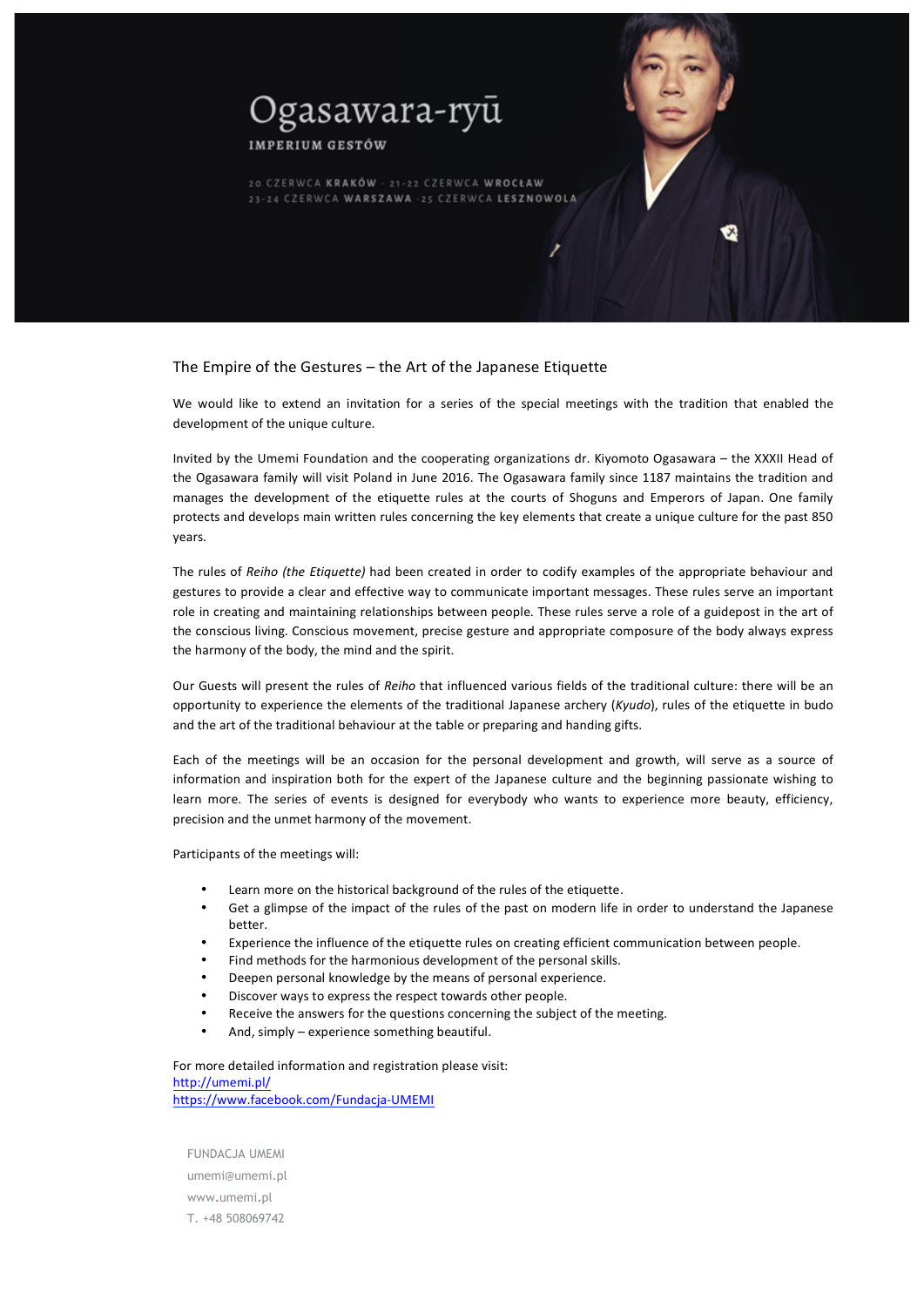# Ogasawara-ryū

IMPERIUM GESTÓW

20 CZERWCA **KRAKÓW** · 21-22 CZERWCA **WROCŁAW**
23-24 CZERWCA **WARSZAWA** · 25 CZERWCA **LESZNOWOLA**

## The Empire of the Gestures – the Art of the Japanese Etiquette

We would like to extend an invitation for a series of the special meetings with the tradition that enabled the development of the unique culture.

Invited by the Umemi Foundation and the cooperating organizations dr. Kiyomoto Ogasawara – the XXXII Head of the Ogasawara family will visit Poland in June 2016. The Ogasawara family since 1187 maintains the tradition and manages the development of the etiquette rules at the courts of Shoguns and Emperors of Japan. One family protects and develops main written rules concerning the key elements that create a unique culture for the past 850 years.

The rules of *Reiho (the Etiquette)* had been created in order to codify examples of the appropriate behaviour and gestures to provide a clear and effective way to communicate important messages. These rules serve an important role in creating and maintaining relationships between people. These rules serve a role of a guidepost in the art of the conscious living. Conscious movement, precise gesture and appropriate composure of the body always express the harmony of the body, the mind and the spirit.

Our Guests will present the rules of *Reiho* that influenced various fields of the traditional culture: there will be an opportunity to experience the elements of the traditional Japanese archery (*Kyudo*), rules of the etiquette in budo and the art of the traditional behaviour at the table or preparing and handing gifts.

Each of the meetings will be an occasion for the personal development and growth, will serve as a source of information and inspiration both for the expert of the Japanese culture and the beginning passionate wishing to learn more. The series of events is designed for everybody who wants to experience more beauty, efficiency, precision and the unmet harmony of the movement.

Participants of the meetings will:

- Learn more on the historical background of the rules of the etiquette.
- Get a glimpse of the impact of the rules of the past on modern life in order to understand the Japanese better.
- Experience the influence of the etiquette rules on creating efficient communication between people.
- Find methods for the harmonious development of the personal skills.
- Deepen personal knowledge by the means of personal experience.
- Discover ways to express the respect towards other people.
- Receive the answers for the questions concerning the subject of the meeting.
- And, simply – experience something beautiful.

For more detailed information and registration please visit:
http://umemi.pl/
https://www.facebook.com/Fundacja-UMEMI

FUNDACJA UMEMI
umemi@umemi.pl
www.umemi.pl
T. +48 508069742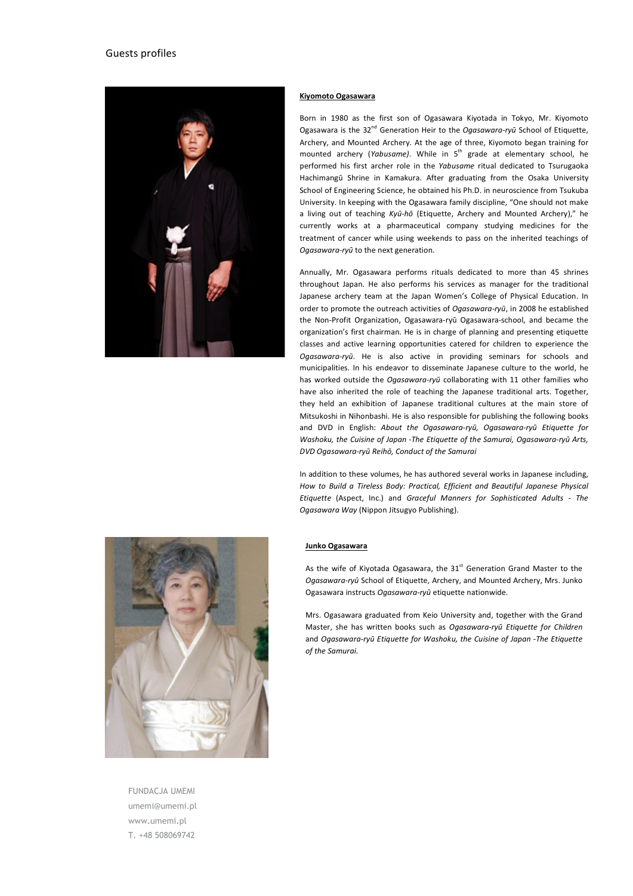# Guests profiles

**Kiyomoto Ogasawara**

Born in 1980 as the first son of Ogasawara Kiyotada in Tokyo, Mr. Kiyomoto Ogasawara is the 32nd Generation Heir to the *Ogasawara-ryū* School of Etiquette, Archery, and Mounted Archery. At the age of three, Kiyomoto began training for mounted archery (*Yabusame)*. While in 5th grade at elementary school, he performed his first archer role in the *Yabusame* ritual dedicated to Tsurugaoka Hachimangū Shrine in Kamakura. After graduating from the Osaka University School of Engineering Science, he obtained his Ph.D. in neuroscience from Tsukuba University. In keeping with the Ogasawara family discipline, "One should not make a living out of teaching *Kyū-hō* (Etiquette, Archery and Mounted Archery)," he currently works at a pharmaceutical company studying medicines for the treatment of cancer while using weekends to pass on the inherited teachings of *Ogasawara-ryū* to the next generation.

Annually, Mr. Ogasawara performs rituals dedicated to more than 45 shrines throughout Japan. He also performs his services as manager for the traditional Japanese archery team at the Japan Women's College of Physical Education. In order to promote the outreach activities of *Ogasawara-ryū*, in 2008 he established the Non-Profit Organization, Ogasawara-ryū Ogasawara-school, and became the organization's first chairman. He is in charge of planning and presenting etiquette classes and active learning opportunities catered for children to experience the *Ogasawara-ryū*. He is also active in providing seminars for schools and municipalities. In his endeavor to disseminate Japanese culture to the world, he has worked outside the *Ogasawara-ryū* collaborating with 11 other families who have also inherited the role of teaching the Japanese traditional arts. Together, they held an exhibition of Japanese traditional cultures at the main store of Mitsukoshi in Nihonbashi. He is also responsible for publishing the following books and DVD in English: *About the Ogasawara-ryū, Ogasawara-ryū Etiquette for Washoku, the Cuisine of Japan -The Etiquette of the Samurai, Ogasawara-ryū Arts, DVD Ogasawara-ryū Reihō, Conduct of the Samurai*

In addition to these volumes, he has authored several works in Japanese including, *How to Build a Tireless Body: Practical, Efficient and Beautiful Japanese Physical Etiquette* (Aspect, Inc.) and *Graceful Manners for Sophisticated Adults - The Ogasawara Way* (Nippon Jitsugyo Publishing).

**Junko Ogasawara**

As the wife of Kiyotada Ogasawara, the 31st Generation Grand Master to the *Ogasawara-ryū* School of Etiquette, Archery, and Mounted Archery, Mrs. Junko Ogasawara instructs *Ogasawara-ryū* etiquette nationwide.

Mrs. Ogasawara graduated from Keio University and, together with the Grand Master, she has written books such as *Ogasawara-ryū Etiquette for Children* and *Ogasawara-ryū Etiquette for Washoku, the Cuisine of Japan -The Etiquette of the Samurai.*

FUNDACJA UMEMI
umemi@umemi.pl
www.umemi.pl
T. +48 508069742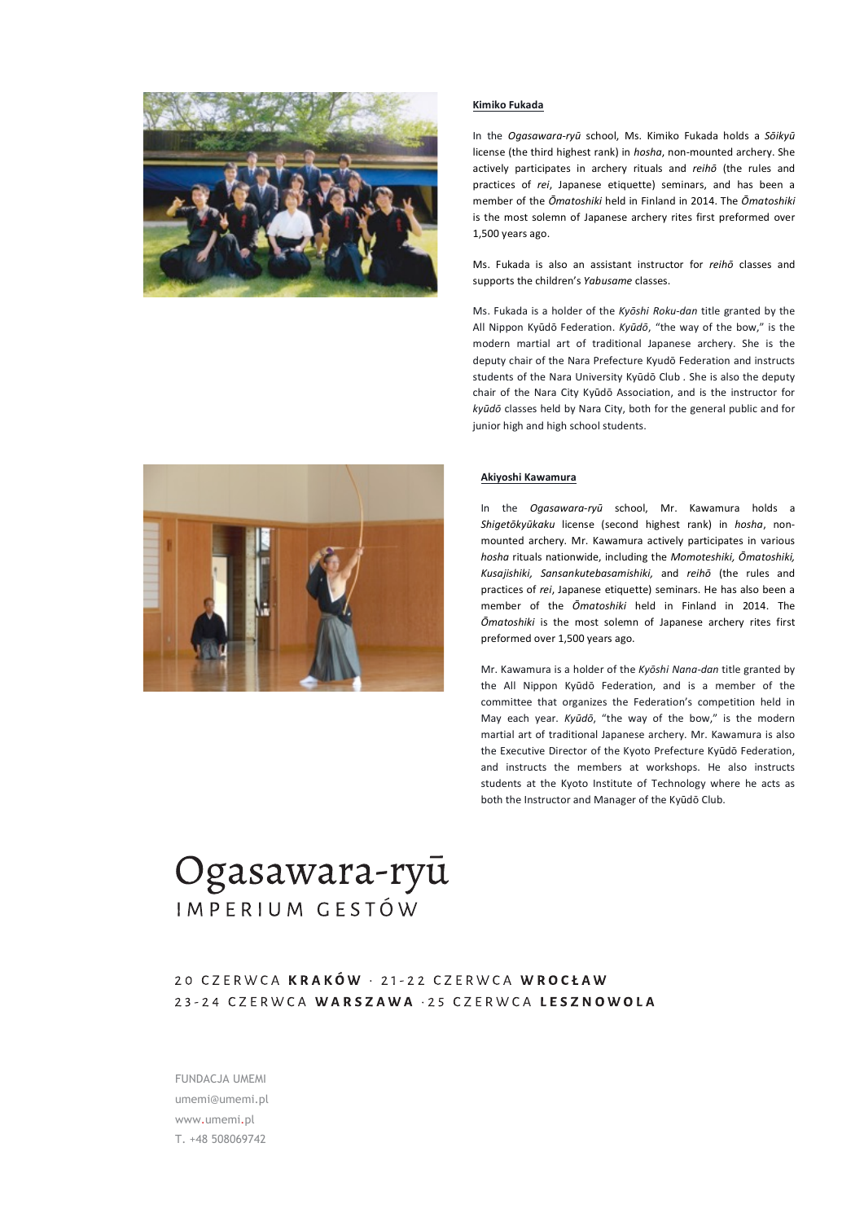### Kimiko Fukada

In the *Ogasawara-ryū* school, Ms. Kimiko Fukada holds a *Sōikyū* license (the third highest rank) in *hosha*, non-mounted archery. She actively participates in archery rituals and *reihō* (the rules and practices of *rei*, Japanese etiquette) seminars, and has been a member of the *Ōmatoshiki* held in Finland in 2014. The *Ōmatoshiki* is the most solemn of Japanese archery rites first preformed over 1,500 years ago.

Ms. Fukada is also an assistant instructor for *reihō* classes and supports the children's *Yabusame* classes.

Ms. Fukada is a holder of the *Kyōshi Roku-dan* title granted by the All Nippon Kyūdō Federation. *Kyūdō*, "the way of the bow," is the modern martial art of traditional Japanese archery. She is the deputy chair of the Nara Prefecture Kyudō Federation and instructs students of the Nara University Kyūdō Club . She is also the deputy chair of the Nara City Kyūdō Association, and is the instructor for *kyūdō* classes held by Nara City, both for the general public and for junior high and high school students.

### Akiyoshi Kawamura

In the *Ogasawara-ryū* school, Mr. Kawamura holds a *Shigetōkyūkaku* license (second highest rank) in *hosha*, non-mounted archery. Mr. Kawamura actively participates in various *hosha* rituals nationwide, including the *Momoteshiki, Ōmatoshiki, Kusajishiki, Sansankutebasamishiki,* and *reihō* (the rules and practices of *rei*, Japanese etiquette) seminars. He has also been a member of the *Ōmatoshiki* held in Finland in 2014. The *Ōmatoshiki* is the most solemn of Japanese archery rites first preformed over 1,500 years ago.

Mr. Kawamura is a holder of the *Kyōshi Nana-dan* title granted by the All Nippon Kyūdō Federation, and is a member of the committee that organizes the Federation's competition held in May each year. *Kyūdō*, "the way of the bow," is the modern martial art of traditional Japanese archery. Mr. Kawamura is also the Executive Director of the Kyoto Prefecture Kyūdō Federation, and instructs the members at workshops. He also instructs students at the Kyoto Institute of Technology where he acts as both the Instructor and Manager of the Kyūdō Club.

# Ogasawara-ryū
IMPERIUM GESTÓW

20 CZERWCA **KRAKÓW** · 21-22 CZERWCA **WROCŁAW**
23-24 CZERWCA **WARSZAWA** · 25 CZERWCA **LESZNOWOLA**

FUNDACJA UMEMI
umemi@umemi.pl
www.umemi.pl
T. +48 508069742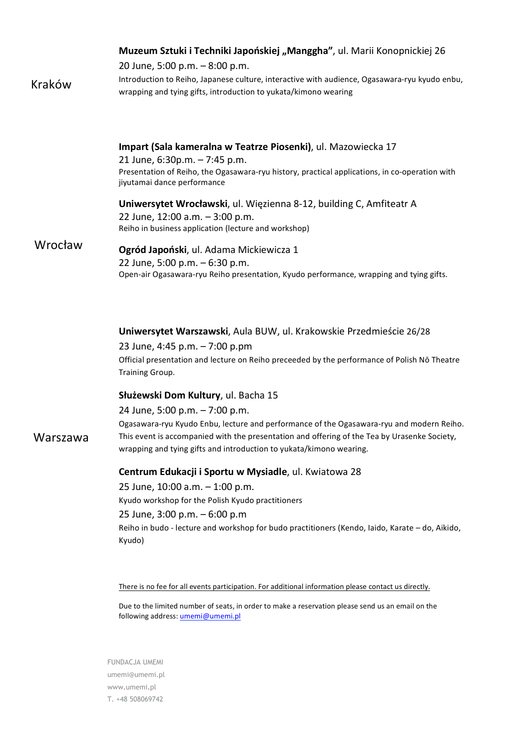## Kraków

**Muzeum Sztuki i Techniki Japońskiej „Manggha”**, ul. Marii Konopnickiej 26
20 June, 5:00 p.m. – 8:00 p.m.
Introduction to Reiho, Japanese culture, interactive with audience, Ogasawara-ryu kyudo enbu, wrapping and tying gifts, introduction to yukata/kimono wearing

## Wrocław

**Impart (Sala kameralna w Teatrze Piosenki)**, ul. Mazowiecka 17
21 June, 6:30p.m. – 7:45 p.m.
Presentation of Reiho, the Ogasawara-ryu history, practical applications, in co-operation with jiyutamai dance performance

**Uniwersytet Wrocławski**, ul. Więzienna 8-12, building C, Amfiteatr A
22 June, 12:00 a.m. – 3:00 p.m.
Reiho in business application (lecture and workshop)

**Ogród Japoński**, ul. Adama Mickiewicza 1
22 June, 5:00 p.m. – 6:30 p.m.
Open-air Ogasawara-ryu Reiho presentation, Kyudo performance, wrapping and tying gifts.

## Warszawa

**Uniwersytet Warszawski**, Aula BUW, ul. Krakowskie Przedmieście 26/28
23 June, 4:45 p.m. – 7:00 p.pm
Official presentation and lecture on Reiho preceeded by the performance of Polish Nō Theatre Training Group.

**Służewski Dom Kultury**, ul. Bacha 15
24 June, 5:00 p.m. – 7:00 p.m.
Ogasawara-ryu Kyudo Enbu, lecture and performance of the Ogasawara-ryu and modern Reiho. This event is accompanied with the presentation and offering of the Tea by Urasenke Society, wrapping and tying gifts and introduction to yukata/kimono wearing.

**Centrum Edukacji i Sportu w Mysiadle**, ul. Kwiatowa 28
25 June, 10:00 a.m. – 1:00 p.m.
Kyudo workshop for the Polish Kyudo practitioners
25 June, 3:00 p.m. – 6:00 p.m
Reiho in budo - lecture and workshop for budo practitioners (Kendo, Iaido, Karate – do, Aikido, Kyudo)

There is no fee for all events participation. For additional information please contact us directly.

Due to the limited number of seats, in order to make a reservation please send us an email on the following address: umemi@umemi.pl

FUNDACJA UMEMI
umemi@umemi.pl
www.umemi.pl
T. +48 508069742